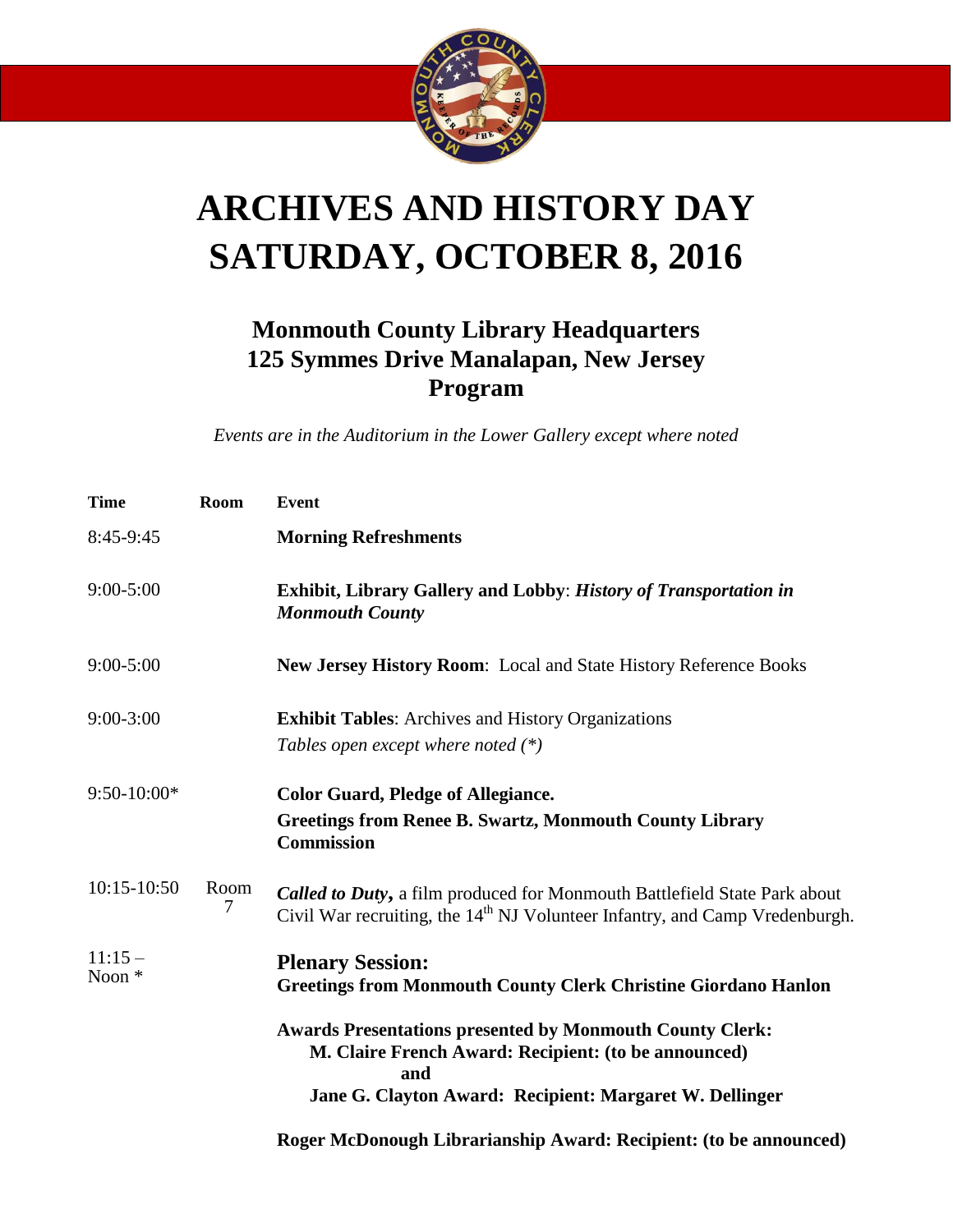# ARCHIVES AND HISTORY DAY
# SATURDAY, OCTOBER 8, 2016

## Monmouth County Library Headquarters
## 125 Symmes Drive Manalapan, New Jersey
## Program

*Events are in the Auditorium in the Lower Gallery except where noted*

| Time | Room | Event |
|---|---|---|
| 8:45-9:45 | | **Morning Refreshments** |
| 9:00-5:00 | | **Exhibit, Library Gallery and Lobby**: ***History of Transportation in Monmouth County*** |
| 9:00-5:00 | | **New Jersey History Room**: Local and State History Reference Books |
| 9:00-3:00 | | **Exhibit Tables**: Archives and History Organizations<br>*Tables open except where noted (*)* |
| 9:50-10:00* | | **Color Guard, Pledge of Allegiance.**<br>**Greetings from Renee B. Swartz, Monmouth County Library Commission** |
| 10:15-10:50 | Room 7 | ***Called to Duty*****,** a film produced for Monmouth Battlefield State Park about Civil War recruiting, the 14th NJ Volunteer Infantry, and Camp Vredenburgh. |
| 11:15 – Noon * | | **Plenary Session:**<br>**Greetings from Monmouth County Clerk Christine Giordano Hanlon**<br><br>**Awards Presentations presented by Monmouth County Clerk:**<br>**M. Claire French Award: Recipient: (to be announced)**<br>**and**<br>**Jane G. Clayton Award: Recipient: Margaret W. Dellinger**<br><br>**Roger McDonough Librarianship Award: Recipient: (to be announced)** |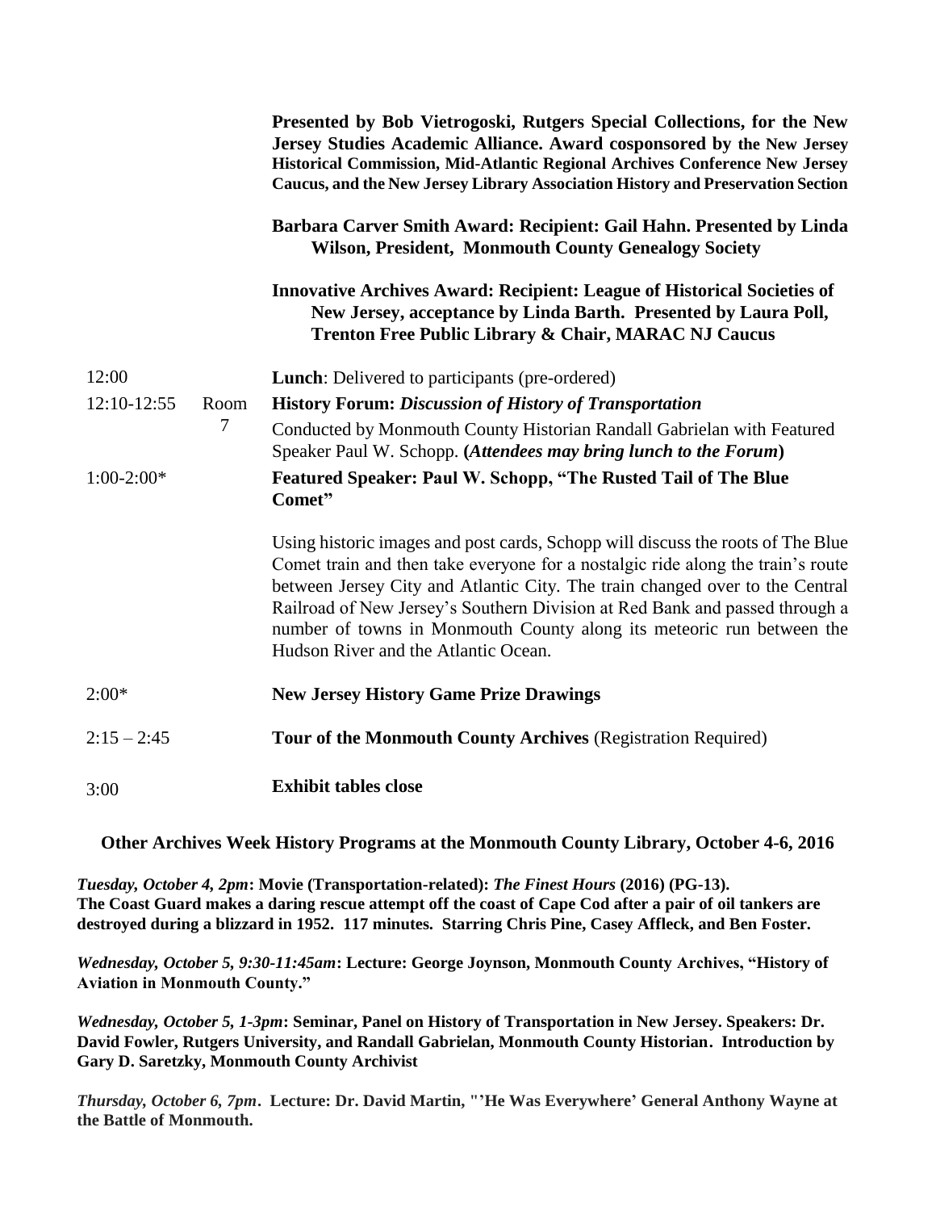**Presented by Bob Vietrogoski, Rutgers Special Collections, for the New Jersey Studies Academic Alliance. Award cosponsored by the New Jersey Historical Commission, Mid-Atlantic Regional Archives Conference New Jersey Caucus, and the New Jersey Library Association History and Preservation Section**

**Barbara Carver Smith Award: Recipient: Gail Hahn. Presented by Linda Wilson, President, Monmouth County Genealogy Society**

**Innovative Archives Award: Recipient: League of Historical Societies of New Jersey, acceptance by Linda Barth. Presented by Laura Poll, Trenton Free Public Library & Chair, MARAC NJ Caucus**

| | | |
|---|---|---|
| 12:00 | | **Lunch**: Delivered to participants (pre-ordered) |
| 12:10-12:55 | Room 7 | **History Forum:** ***Discussion of History of Transportation*** Conducted by Monmouth County Historian Randall Gabrielan with Featured Speaker Paul W. Schopp. **(*Attendees may bring lunch to the Forum*)** |
| 1:00-2:00* | | **Featured Speaker: Paul W. Schopp, "The Rusted Tail of The Blue Comet"** Using historic images and post cards, Schopp will discuss the roots of The Blue Comet train and then take everyone for a nostalgic ride along the train's route between Jersey City and Atlantic City. The train changed over to the Central Railroad of New Jersey's Southern Division at Red Bank and passed through a number of towns in Monmouth County along its meteoric run between the Hudson River and the Atlantic Ocean. |
| 2:00* | | **New Jersey History Game Prize Drawings** |
| 2:15 – 2:45 | | **Tour of the Monmouth County Archives** (Registration Required) |
| 3:00 | | **Exhibit tables close** |

**Other Archives Week History Programs at the Monmouth County Library, October 4-6, 2016**

***Tuesday, October 4, 2pm*****: Movie (Transportation-related): *The Finest Hours* (2016) (PG-13). The Coast Guard makes a daring rescue attempt off the coast of Cape Cod after a pair of oil tankers are destroyed during a blizzard in 1952. 117 minutes. Starring Chris Pine, Casey Affleck, and Ben Foster.**

***Wednesday, October 5, 9:30-11:45am*****: Lecture: George Joynson, Monmouth County Archives, "History of Aviation in Monmouth County."**

***Wednesday, October 5, 1-3pm*****: Seminar, Panel on History of Transportation in New Jersey. Speakers: Dr. David Fowler, Rutgers University, and Randall Gabrielan, Monmouth County Historian. Introduction by Gary D. Saretzky, Monmouth County Archivist**

***Thursday, October 6, 7pm*****. Lecture: Dr. David Martin, "'He Was Everywhere' General Anthony Wayne at the Battle of Monmouth.**